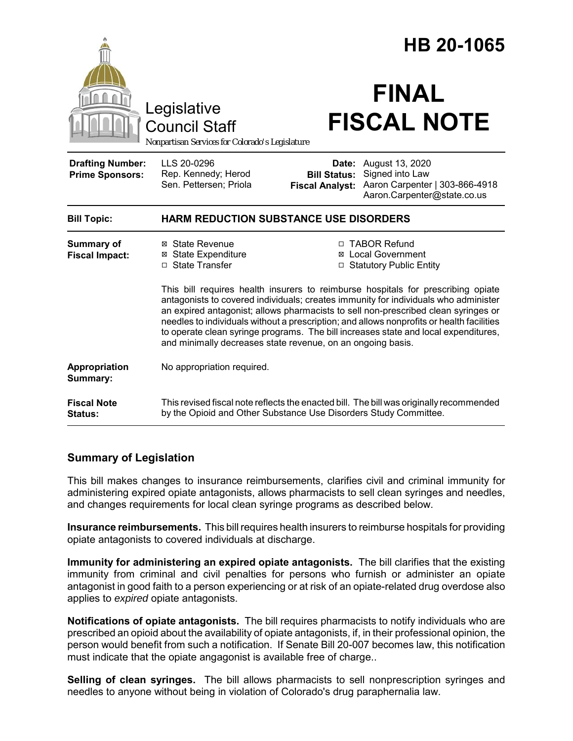# HB 20-1065

Legislative Council Staff

*Nonpartisan Services for Colorado's Legislature*

# FINAL FISCAL NOTE

| | | | |
|---|---|---|---|
| **Drafting Number:** | LLS 20-0296 | **Date:** | August 13, 2020 |
| **Prime Sponsors:** | Rep. Kennedy; Herod<br>Sen. Pettersen; Priola | **Bill Status:** | Signed into Law |
| | | **Fiscal Analyst:** | Aaron Carpenter \| 303-866-4918<br>Aaron.Carpenter@state.co.us |

**Bill Topic:** **HARM REDUCTION SUBSTANCE USE DISORDERS**

**Summary of Fiscal Impact:**

- ☒ State Revenue
- ☒ State Expenditure
- ☐ State Transfer
- ☐ TABOR Refund
- ☒ Local Government
- ☐ Statutory Public Entity

This bill requires health insurers to reimburse hospitals for prescribing opiate antagonists to covered individuals; creates immunity for individuals who administer an expired antagonist; allows pharmacists to sell non-prescribed clean syringes or needles to individuals without a prescription; and allows nonprofits or health facilities to operate clean syringe programs. The bill increases state and local expenditures, and minimally decreases state revenue, on an ongoing basis.

**Appropriation Summary:** No appropriation required.

**Fiscal Note Status:** This revised fiscal note reflects the enacted bill. The bill was originally recommended by the Opioid and Other Substance Use Disorders Study Committee.

## Summary of Legislation

This bill makes changes to insurance reimbursements, clarifies civil and criminal immunity for administering expired opiate antagonists, allows pharmacists to sell clean syringes and needles, and changes requirements for local clean syringe programs as described below.

**Insurance reimbursements.** This bill requires health insurers to reimburse hospitals for providing opiate antagonists to covered individuals at discharge.

**Immunity for administering an expired opiate antagonists.** The bill clarifies that the existing immunity from criminal and civil penalties for persons who furnish or administer an opiate antagonist in good faith to a person experiencing or at risk of an opiate-related drug overdose also applies to *expired* opiate antagonists.

**Notifications of opiate antagonists.** The bill requires pharmacists to notify individuals who are prescribed an opioid about the availability of opiate antagonists, if, in their professional opinion, the person would benefit from such a notification. If Senate Bill 20-007 becomes law, this notification must indicate that the opiate angagonist is available free of charge..

**Selling of clean syringes.** The bill allows pharmacists to sell nonprescription syringes and needles to anyone without being in violation of Colorado's drug paraphernalia law.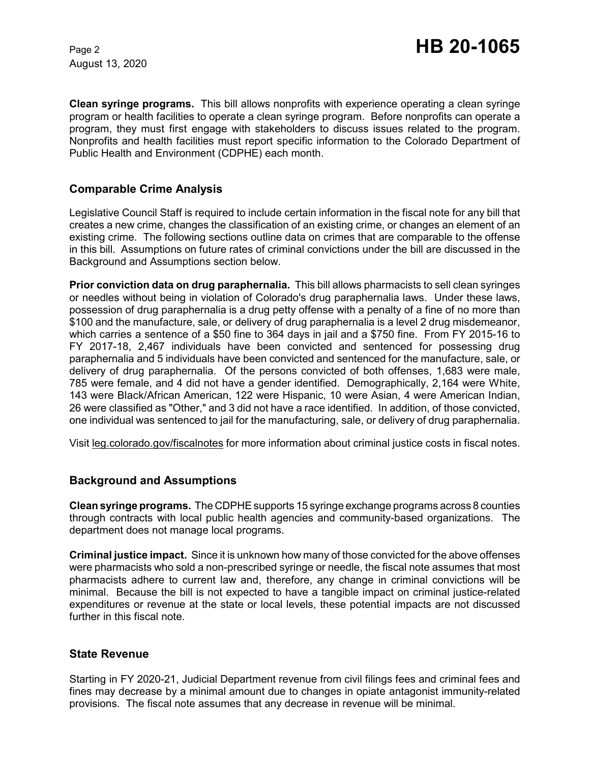**Clean syringe programs.** This bill allows nonprofits with experience operating a clean syringe program or health facilities to operate a clean syringe program. Before nonprofits can operate a program, they must first engage with stakeholders to discuss issues related to the program. Nonprofits and health facilities must report specific information to the Colorado Department of Public Health and Environment (CDPHE) each month.

## Comparable Crime Analysis

Legislative Council Staff is required to include certain information in the fiscal note for any bill that creates a new crime, changes the classification of an existing crime, or changes an element of an existing crime. The following sections outline data on crimes that are comparable to the offense in this bill. Assumptions on future rates of criminal convictions under the bill are discussed in the Background and Assumptions section below.

**Prior conviction data on drug paraphernalia.** This bill allows pharmacists to sell clean syringes or needles without being in violation of Colorado's drug paraphernalia laws. Under these laws, possession of drug paraphernalia is a drug petty offense with a penalty of a fine of no more than $100 and the manufacture, sale, or delivery of drug paraphernalia is a level 2 drug misdemeanor, which carries a sentence of a $50 fine to 364 days in jail and a $750 fine. From FY 2015-16 to FY 2017-18, 2,467 individuals have been convicted and sentenced for possessing drug paraphernalia and 5 individuals have been convicted and sentenced for the manufacture, sale, or delivery of drug paraphernalia. Of the persons convicted of both offenses, 1,683 were male, 785 were female, and 4 did not have a gender identified. Demographically, 2,164 were White, 143 were Black/African American, 122 were Hispanic, 10 were Asian, 4 were American Indian, 26 were classified as "Other," and 3 did not have a race identified. In addition, of those convicted, one individual was sentenced to jail for the manufacturing, sale, or delivery of drug paraphernalia.

Visit leg.colorado.gov/fiscalnotes for more information about criminal justice costs in fiscal notes.

## Background and Assumptions

**Clean syringe programs.** The CDPHE supports 15 syringe exchange programs across 8 counties through contracts with local public health agencies and community-based organizations. The department does not manage local programs.

**Criminal justice impact.** Since it is unknown how many of those convicted for the above offenses were pharmacists who sold a non-prescribed syringe or needle, the fiscal note assumes that most pharmacists adhere to current law and, therefore, any change in criminal convictions will be minimal. Because the bill is not expected to have a tangible impact on criminal justice-related expenditures or revenue at the state or local levels, these potential impacts are not discussed further in this fiscal note.

## State Revenue

Starting in FY 2020-21, Judicial Department revenue from civil filings fees and criminal fees and fines may decrease by a minimal amount due to changes in opiate antagonist immunity-related provisions. The fiscal note assumes that any decrease in revenue will be minimal.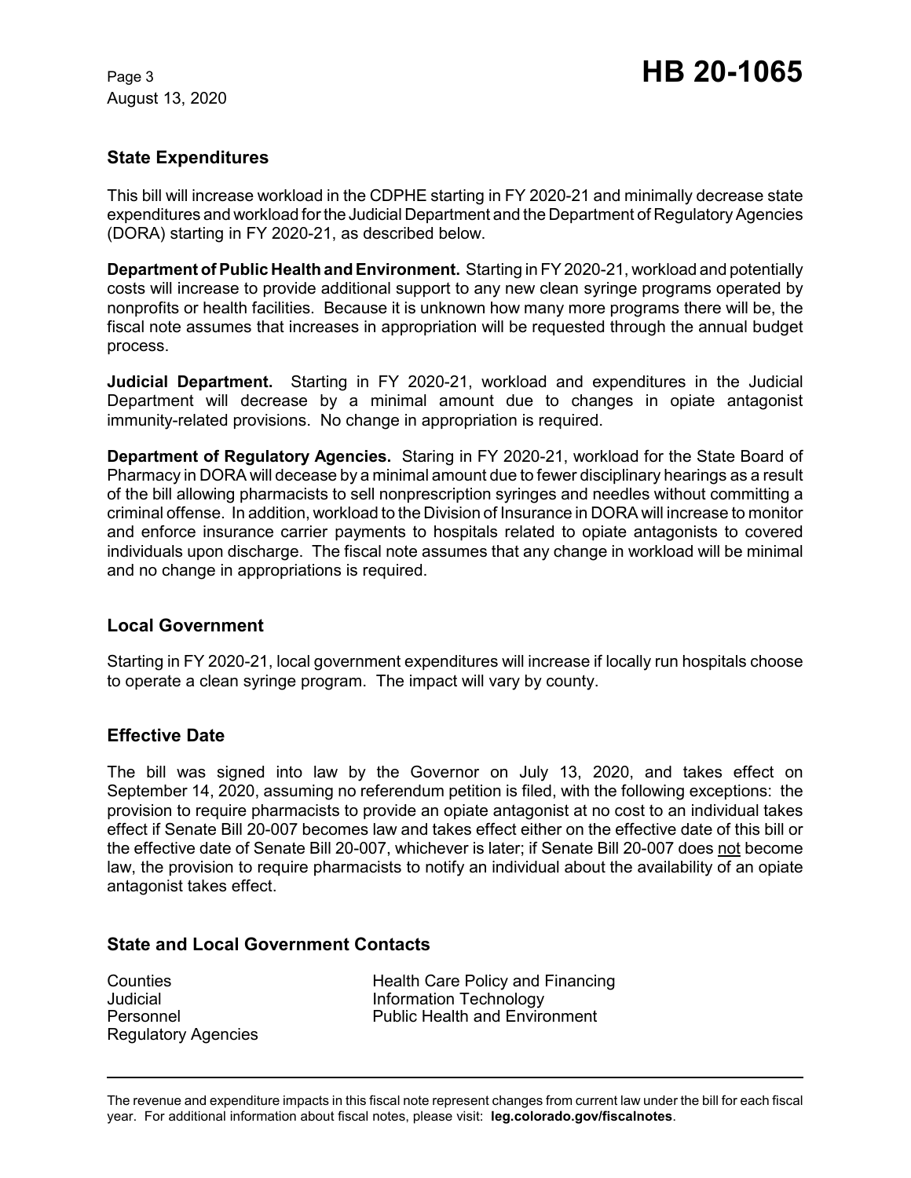## State Expenditures

This bill will increase workload in the CDPHE starting in FY 2020-21 and minimally decrease state expenditures and workload for the Judicial Department and the Department of Regulatory Agencies (DORA) starting in FY 2020-21, as described below.

**Department of Public Health and Environment.** Starting in FY 2020-21, workload and potentially costs will increase to provide additional support to any new clean syringe programs operated by nonprofits or health facilities. Because it is unknown how many more programs there will be, the fiscal note assumes that increases in appropriation will be requested through the annual budget process.

**Judicial Department.** Starting in FY 2020-21, workload and expenditures in the Judicial Department will decrease by a minimal amount due to changes in opiate antagonist immunity-related provisions. No change in appropriation is required.

**Department of Regulatory Agencies.** Staring in FY 2020-21, workload for the State Board of Pharmacy in DORA will decease by a minimal amount due to fewer disciplinary hearings as a result of the bill allowing pharmacists to sell nonprescription syringes and needles without committing a criminal offense. In addition, workload to the Division of Insurance in DORA will increase to monitor and enforce insurance carrier payments to hospitals related to opiate antagonists to covered individuals upon discharge. The fiscal note assumes that any change in workload will be minimal and no change in appropriations is required.

## Local Government

Starting in FY 2020-21, local government expenditures will increase if locally run hospitals choose to operate a clean syringe program. The impact will vary by county.

## Effective Date

The bill was signed into law by the Governor on July 13, 2020, and takes effect on September 14, 2020, assuming no referendum petition is filed, with the following exceptions: the provision to require pharmacists to provide an opiate antagonist at no cost to an individual takes effect if Senate Bill 20-007 becomes law and takes effect either on the effective date of this bill or the effective date of Senate Bill 20-007, whichever is later; if Senate Bill 20-007 does not become law, the provision to require pharmacists to notify an individual about the availability of an opiate antagonist takes effect.

## State and Local Government Contacts

| | |
|---|---|
| Counties | Health Care Policy and Financing |
| Judicial | Information Technology |
| Personnel | Public Health and Environment |
| Regulatory Agencies | |

The revenue and expenditure impacts in this fiscal note represent changes from current law under the bill for each fiscal year. For additional information about fiscal notes, please visit: **leg.colorado.gov/fiscalnotes**.